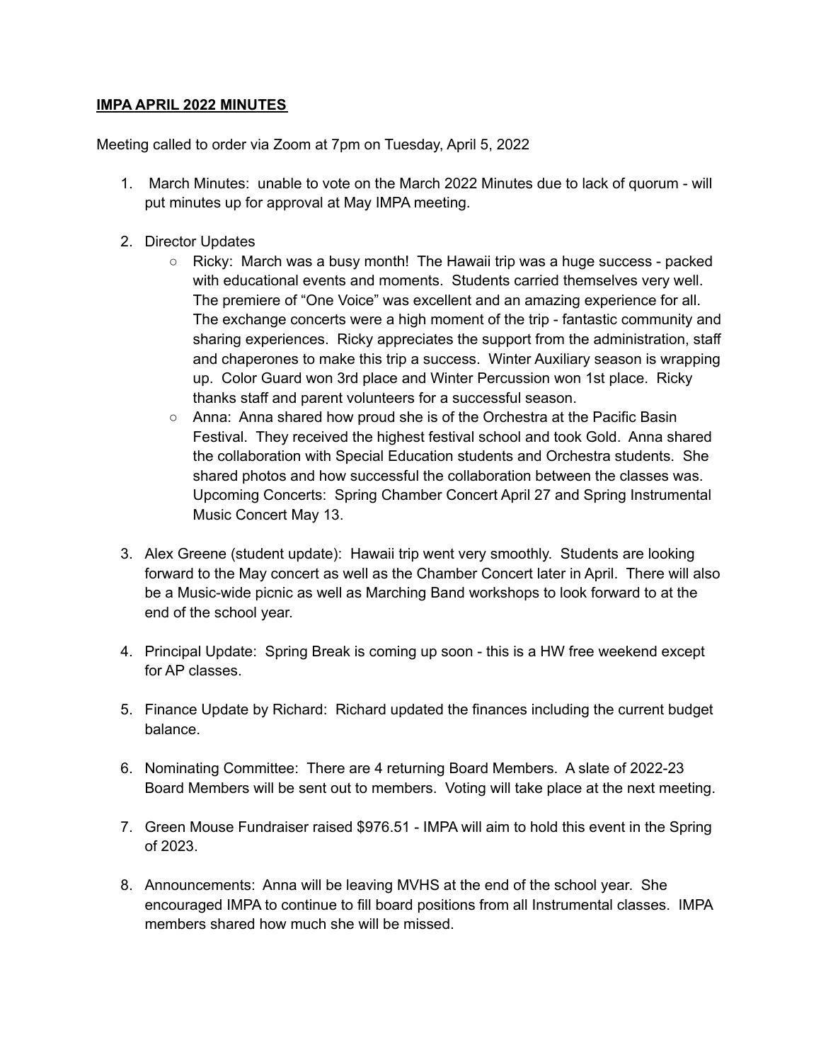**IMPA APRIL 2022 MINUTES**

Meeting called to order via Zoom at 7pm on Tuesday, April 5, 2022

1. March Minutes: unable to vote on the March 2022 Minutes due to lack of quorum - will put minutes up for approval at May IMPA meeting.

2. Director Updates
   - Ricky: March was a busy month! The Hawaii trip was a huge success - packed with educational events and moments. Students carried themselves very well. The premiere of "One Voice" was excellent and an amazing experience for all. The exchange concerts were a high moment of the trip - fantastic community and sharing experiences. Ricky appreciates the support from the administration, staff and chaperones to make this trip a success. Winter Auxiliary season is wrapping up. Color Guard won 3rd place and Winter Percussion won 1st place. Ricky thanks staff and parent volunteers for a successful season.
   - Anna: Anna shared how proud she is of the Orchestra at the Pacific Basin Festival. They received the highest festival school and took Gold. Anna shared the collaboration with Special Education students and Orchestra students. She shared photos and how successful the collaboration between the classes was. Upcoming Concerts: Spring Chamber Concert April 27 and Spring Instrumental Music Concert May 13.

3. Alex Greene (student update): Hawaii trip went very smoothly. Students are looking forward to the May concert as well as the Chamber Concert later in April. There will also be a Music-wide picnic as well as Marching Band workshops to look forward to at the end of the school year.

4. Principal Update: Spring Break is coming up soon - this is a HW free weekend except for AP classes.

5. Finance Update by Richard: Richard updated the finances including the current budget balance.

6. Nominating Committee: There are 4 returning Board Members. A slate of 2022-23 Board Members will be sent out to members. Voting will take place at the next meeting.

7. Green Mouse Fundraiser raised $976.51 - IMPA will aim to hold this event in the Spring of 2023.

8. Announcements: Anna will be leaving MVHS at the end of the school year. She encouraged IMPA to continue to fill board positions from all Instrumental classes. IMPA members shared how much she will be missed.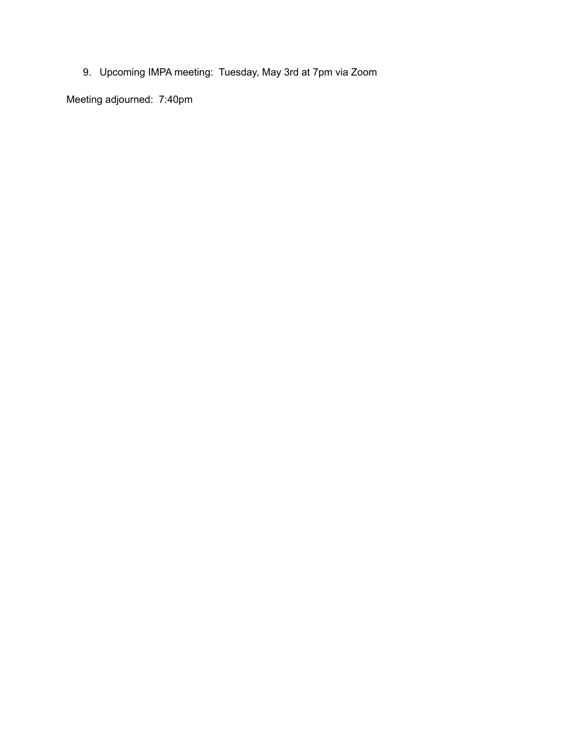9. Upcoming IMPA meeting: Tuesday, May 3rd at 7pm via Zoom

Meeting adjourned: 7:40pm